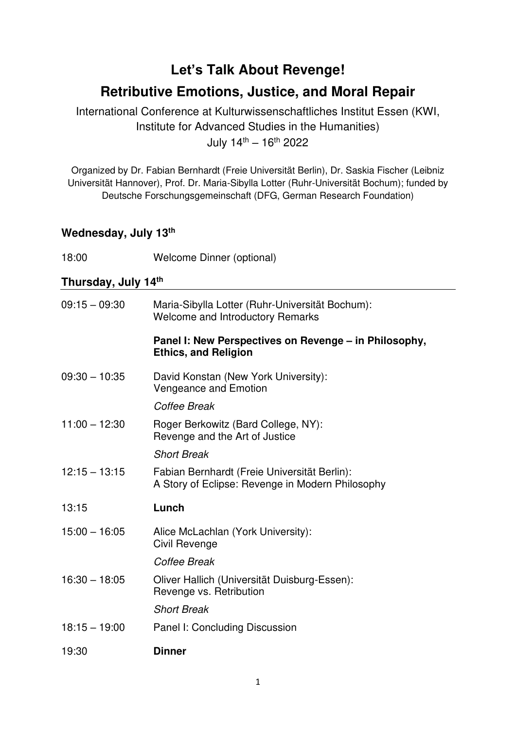# Let's Talk About Revenge!

## Retributive Emotions, Justice, and Moral Repair

International Conference at Kulturwissenschaftliches Institut Essen (KWI, Institute for Advanced Studies in the Humanities)

July 14th – 16th 2022

Organized by Dr. Fabian Bernhardt (Freie Universität Berlin), Dr. Saskia Fischer (Leibniz Universität Hannover), Prof. Dr. Maria-Sibylla Lotter (Ruhr-Universität Bochum); funded by Deutsche Forschungsgemeinschaft (DFG, German Research Foundation)

### Wednesday, July 13th

18:00 Welcome Dinner (optional)

### Thursday, July 14th

09:15 – 09:30 Maria-Sibylla Lotter (Ruhr-Universität Bochum): Welcome and Introductory Remarks

**Panel I: New Perspectives on Revenge – in Philosophy, Ethics, and Religion**

09:30 – 10:35 David Konstan (New York University): Vengeance and Emotion

*Coffee Break*

11:00 – 12:30 Roger Berkowitz (Bard College, NY): Revenge and the Art of Justice

*Short Break*

12:15 – 13:15 Fabian Bernhardt (Freie Universität Berlin): A Story of Eclipse: Revenge in Modern Philosophy

13:15 **Lunch**

15:00 – 16:05 Alice McLachlan (York University): Civil Revenge

*Coffee Break*

16:30 – 18:05 Oliver Hallich (Universität Duisburg-Essen): Revenge vs. Retribution

*Short Break*

18:15 – 19:00 Panel I: Concluding Discussion

19:30 **Dinner**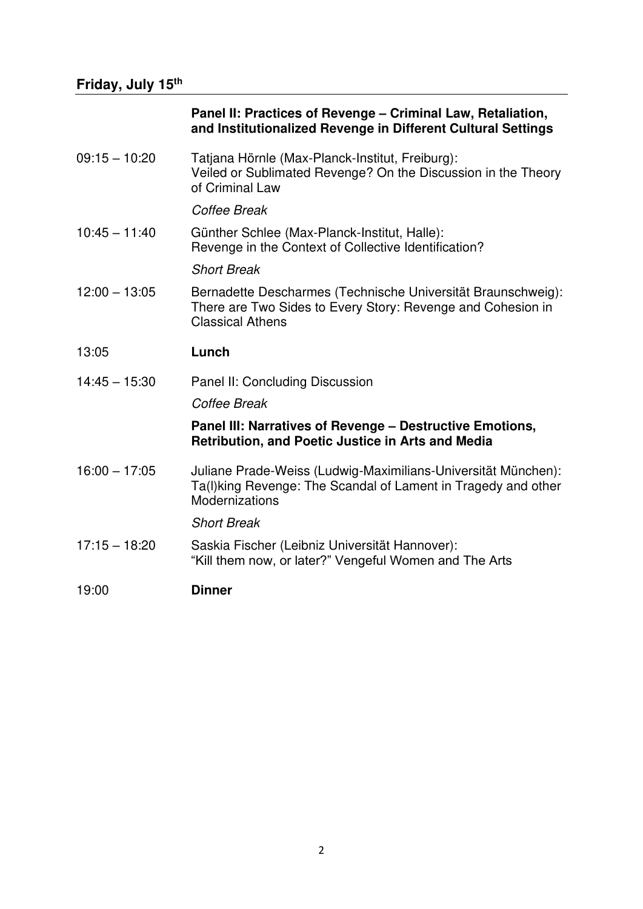## Friday, July 15th

| | |
|---|---|
| | **Panel II: Practices of Revenge – Criminal Law, Retaliation, and Institutionalized Revenge in Different Cultural Settings** |
| 09:15 – 10:20 | Tatjana Hörnle (Max-Planck-Institut, Freiburg): Veiled or Sublimated Revenge? On the Discussion in the Theory of Criminal Law |
| | *Coffee Break* |
| 10:45 – 11:40 | Günther Schlee (Max-Planck-Institut, Halle): Revenge in the Context of Collective Identification? |
| | *Short Break* |
| 12:00 – 13:05 | Bernadette Descharmes (Technische Universität Braunschweig): There are Two Sides to Every Story: Revenge and Cohesion in Classical Athens |
| 13:05 | **Lunch** |
| 14:45 – 15:30 | Panel II: Concluding Discussion |
| | *Coffee Break* |
| | **Panel III: Narratives of Revenge – Destructive Emotions, Retribution, and Poetic Justice in Arts and Media** |
| 16:00 – 17:05 | Juliane Prade-Weiss (Ludwig-Maximilians-Universität München): Ta(l)king Revenge: The Scandal of Lament in Tragedy and other Modernizations |
| | *Short Break* |
| 17:15 – 18:20 | Saskia Fischer (Leibniz Universität Hannover): "Kill them now, or later?" Vengeful Women and The Arts |
| 19:00 | **Dinner** |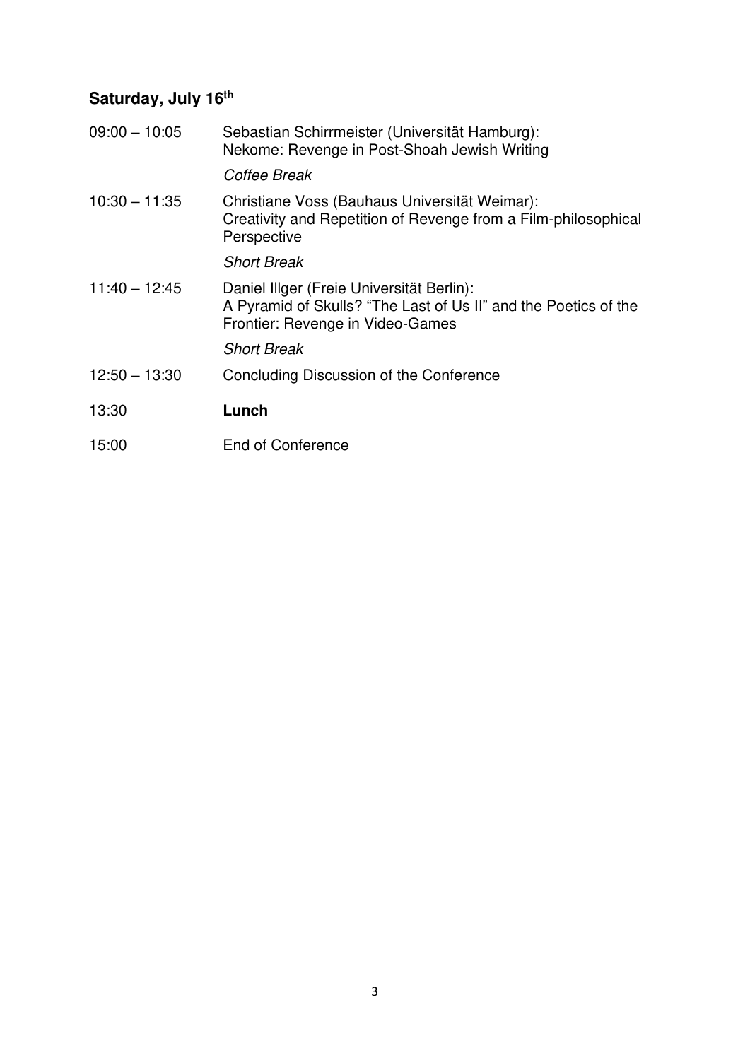## Saturday, July 16th

| | |
|---|---|
| 09:00 – 10:05 | Sebastian Schirrmeister (Universität Hamburg): Nekome: Revenge in Post-Shoah Jewish Writing |
| | *Coffee Break* |
| 10:30 – 11:35 | Christiane Voss (Bauhaus Universität Weimar): Creativity and Repetition of Revenge from a Film-philosophical Perspective |
| | *Short Break* |
| 11:40 – 12:45 | Daniel Illger (Freie Universität Berlin): A Pyramid of Skulls? "The Last of Us II" and the Poetics of the Frontier: Revenge in Video-Games |
| | *Short Break* |
| 12:50 – 13:30 | Concluding Discussion of the Conference |
| 13:30 | **Lunch** |
| 15:00 | End of Conference |